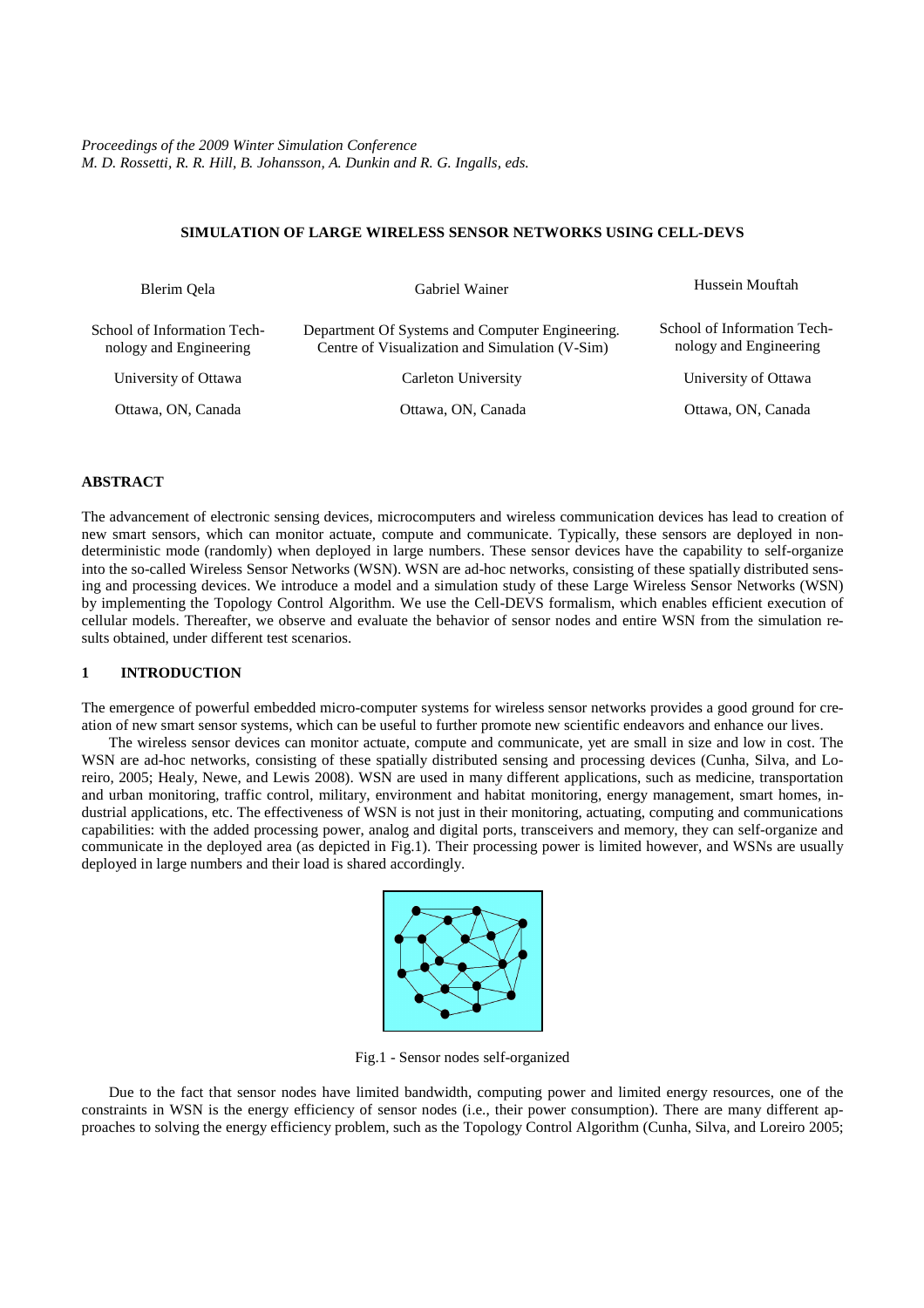*Proceedings of the 2009 Winter Simulation Conference*
*M. D. Rossetti, R. R. Hill, B. Johansson, A. Dunkin and R. G. Ingalls, eds.*

# SIMULATION OF LARGE WIRELESS SENSOR NETWORKS USING CELL-DEVS

Blerim Qela
School of Information Technology and Engineering
University of Ottawa
Ottawa, ON, Canada

Gabriel Wainer
Department Of Systems and Computer Engineering.
Centre of Visualization and Simulation (V-Sim)
Carleton University
Ottawa, ON, Canada

Hussein Mouftah
School of Information Technology and Engineering
University of Ottawa
Ottawa, ON, Canada

## ABSTRACT

The advancement of electronic sensing devices, microcomputers and wireless communication devices has lead to creation of new smart sensors, which can monitor actuate, compute and communicate. Typically, these sensors are deployed in non-deterministic mode (randomly) when deployed in large numbers. These sensor devices have the capability to self-organize into the so-called Wireless Sensor Networks (WSN). WSN are ad-hoc networks, consisting of these spatially distributed sensing and processing devices. We introduce a model and a simulation study of these Large Wireless Sensor Networks (WSN) by implementing the Topology Control Algorithm. We use the Cell-DEVS formalism, which enables efficient execution of cellular models. Thereafter, we observe and evaluate the behavior of sensor nodes and entire WSN from the simulation results obtained, under different test scenarios.

## 1 INTRODUCTION

The emergence of powerful embedded micro-computer systems for wireless sensor networks provides a good ground for creation of new smart sensor systems, which can be useful to further promote new scientific endeavors and enhance our lives.

The wireless sensor devices can monitor actuate, compute and communicate, yet are small in size and low in cost. The WSN are ad-hoc networks, consisting of these spatially distributed sensing and processing devices (Cunha, Silva, and Loreiro, 2005; Healy, Newe, and Lewis 2008). WSN are used in many different applications, such as medicine, transportation and urban monitoring, traffic control, military, environment and habitat monitoring, energy management, smart homes, industrial applications, etc. The effectiveness of WSN is not just in their monitoring, actuating, computing and communications capabilities: with the added processing power, analog and digital ports, transceivers and memory, they can self-organize and communicate in the deployed area (as depicted in Fig.1). Their processing power is limited however, and WSNs are usually deployed in large numbers and their load is shared accordingly.

Fig.1 - Sensor nodes self-organized

Due to the fact that sensor nodes have limited bandwidth, computing power and limited energy resources, one of the constraints in WSN is the energy efficiency of sensor nodes (i.e., their power consumption). There are many different approaches to solving the energy efficiency problem, such as the Topology Control Algorithm (Cunha, Silva, and Loreiro 2005;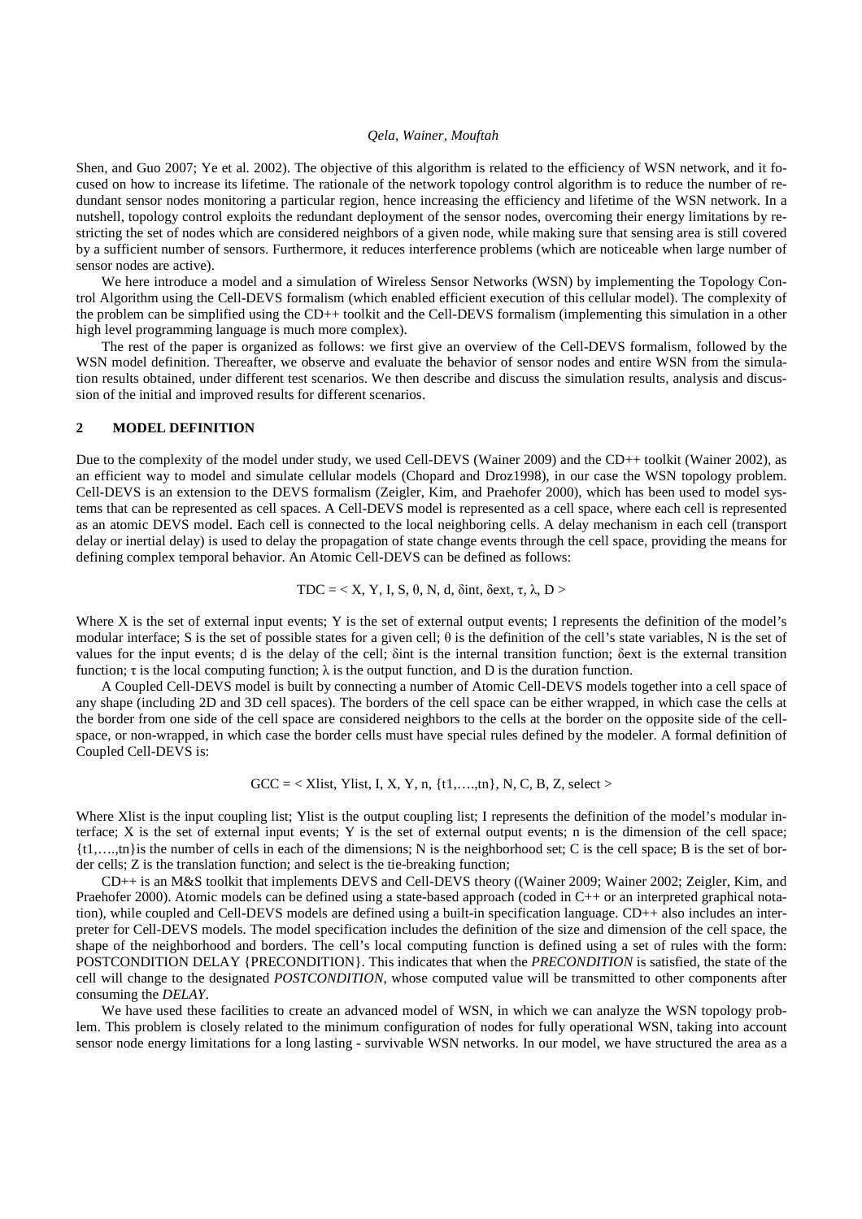Shen, and Guo 2007; Ye et al. 2002). The objective of this algorithm is related to the efficiency of WSN network, and it focused on how to increase its lifetime. The rationale of the network topology control algorithm is to reduce the number of redundant sensor nodes monitoring a particular region, hence increasing the efficiency and lifetime of the WSN network. In a nutshell, topology control exploits the redundant deployment of the sensor nodes, overcoming their energy limitations by restricting the set of nodes which are considered neighbors of a given node, while making sure that sensing area is still covered by a sufficient number of sensors. Furthermore, it reduces interference problems (which are noticeable when large number of sensor nodes are active).

We here introduce a model and a simulation of Wireless Sensor Networks (WSN) by implementing the Topology Control Algorithm using the Cell-DEVS formalism (which enabled efficient execution of this cellular model). The complexity of the problem can be simplified using the CD++ toolkit and the Cell-DEVS formalism (implementing this simulation in a other high level programming language is much more complex).

The rest of the paper is organized as follows: we first give an overview of the Cell-DEVS formalism, followed by the WSN model definition. Thereafter, we observe and evaluate the behavior of sensor nodes and entire WSN from the simulation results obtained, under different test scenarios. We then describe and discuss the simulation results, analysis and discussion of the initial and improved results for different scenarios.

## 2 MODEL DEFINITION

Due to the complexity of the model under study, we used Cell-DEVS (Wainer 2009) and the CD++ toolkit (Wainer 2002), as an efficient way to model and simulate cellular models (Chopard and Droz1998), in our case the WSN topology problem. Cell-DEVS is an extension to the DEVS formalism (Zeigler, Kim, and Praehofer 2000), which has been used to model systems that can be represented as cell spaces. A Cell-DEVS model is represented as a cell space, where each cell is represented as an atomic DEVS model. Each cell is connected to the local neighboring cells. A delay mechanism in each cell (transport delay or inertial delay) is used to delay the propagation of state change events through the cell space, providing the means for defining complex temporal behavior. An Atomic Cell-DEVS can be defined as follows:

$$TDC = < X, Y, I, S, \theta, N, d, \delta int, \delta ext, \tau, \lambda, D >$$

Where X is the set of external input events; Y is the set of external output events; I represents the definition of the model's modular interface; S is the set of possible states for a given cell; θ is the definition of the cell's state variables, N is the set of values for the input events; d is the delay of the cell; δint is the internal transition function; δext is the external transition function; τ is the local computing function; λ is the output function, and D is the duration function.

A Coupled Cell-DEVS model is built by connecting a number of Atomic Cell-DEVS models together into a cell space of any shape (including 2D and 3D cell spaces). The borders of the cell space can be either wrapped, in which case the cells at the border from one side of the cell space are considered neighbors to the cells at the border on the opposite side of the cell-space, or non-wrapped, in which case the border cells must have special rules defined by the modeler. A formal definition of Coupled Cell-DEVS is:

$$GCC = < Xlist, Ylist, I, X, Y, n, \{t1,\ldots,tn\}, N, C, B, Z, select >$$

Where Xlist is the input coupling list; Ylist is the output coupling list; I represents the definition of the model's modular interface; X is the set of external input events; Y is the set of external output events; n is the dimension of the cell space; {t1,….,tn}is the number of cells in each of the dimensions; N is the neighborhood set; C is the cell space; B is the set of border cells; Z is the translation function; and select is the tie-breaking function;

CD++ is an M&S toolkit that implements DEVS and Cell-DEVS theory ((Wainer 2009; Wainer 2002; Zeigler, Kim, and Praehofer 2000). Atomic models can be defined using a state-based approach (coded in C++ or an interpreted graphical notation), while coupled and Cell-DEVS models are defined using a built-in specification language. CD++ also includes an interpreter for Cell-DEVS models. The model specification includes the definition of the size and dimension of the cell space, the shape of the neighborhood and borders. The cell's local computing function is defined using a set of rules with the form: POSTCONDITION DELAY {PRECONDITION}. This indicates that when the *PRECONDITION* is satisfied, the state of the cell will change to the designated *POSTCONDITION*, whose computed value will be transmitted to other components after consuming the *DELAY*.

We have used these facilities to create an advanced model of WSN, in which we can analyze the WSN topology problem. This problem is closely related to the minimum configuration of nodes for fully operational WSN, taking into account sensor node energy limitations for a long lasting - survivable WSN networks. In our model, we have structured the area as a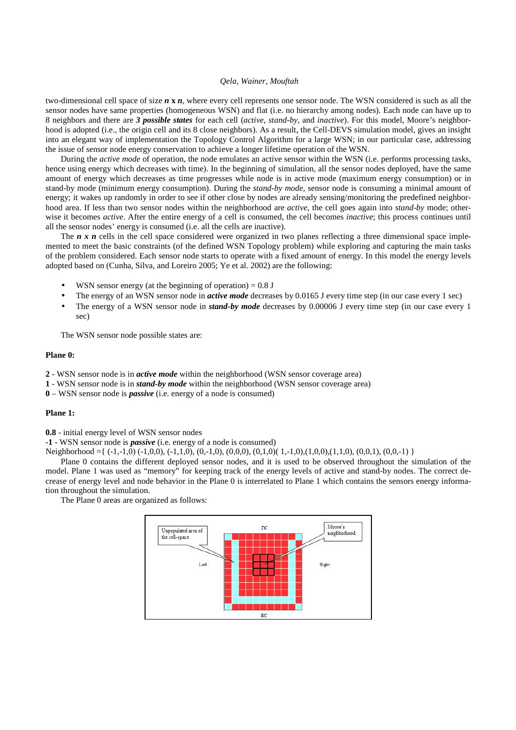two-dimensional cell space of size ***n* x *n***, where every cell represents one sensor node. The WSN considered is such as all the sensor nodes have same properties (homogeneous WSN) and flat (i.e. no hierarchy among nodes). Each node can have up to 8 neighbors and there are ***3 possible states*** for each cell (*active*, *stand-by*, and *inactive*). For this model, Moore's neighborhood is adopted (i.e., the origin cell and its 8 close neighbors). As a result, the Cell-DEVS simulation model, gives an insight into an elegant way of implementation the Topology Control Algorithm for a large WSN; in our particular case, addressing the issue of sensor node energy conservation to achieve a longer lifetime operation of the WSN.

During the *active mode* of operation, the node emulates an active sensor within the WSN (i.e. performs processing tasks, hence using energy which decreases with time). In the beginning of simulation, all the sensor nodes deployed, have the same amount of energy which decreases as time progresses while node is in active mode (maximum energy consumption) or in stand-by mode (minimum energy consumption). During the *stand-by mode*, sensor node is consuming a minimal amount of energy; it wakes up randomly in order to see if other close by nodes are already sensing/monitoring the predefined neighborhood area. If less than two sensor nodes within the neighborhood are *active*, the cell goes again into *stand-by* mode; otherwise it becomes *active*. After the entire energy of a cell is consumed, the cell becomes *inactive*; this process continues until all the sensor nodes' energy is consumed (i.e. all the cells are inactive).

The ***n x n*** cells in the cell space considered were organized in two planes reflecting a three dimensional space implemented to meet the basic constraints (of the defined WSN Topology problem) while exploring and capturing the main tasks of the problem considered. Each sensor node starts to operate with a fixed amount of energy. In this model the energy levels adopted based on (Cunha, Silva, and Loreiro 2005; Ye et al. 2002) are the following:

- WSN sensor energy (at the beginning of operation) = 0.8 J
- The energy of an WSN sensor node in ***active mode*** decreases by 0.0165 J every time step (in our case every 1 sec)
- The energy of a WSN sensor node in ***stand-by mode*** decreases by 0.00006 J every time step (in our case every 1 sec)

The WSN sensor node possible states are:

**Plane 0:**

**2** - WSN sensor node is in ***active mode*** within the neighborhood (WSN sensor coverage area)
**1** - WSN sensor node is in ***stand-by mode*** within the neighborhood (WSN sensor coverage area)
**0** – WSN sensor node is ***passive*** (i.e. energy of a node is consumed)

**Plane 1:**

**0.8** - initial energy level of WSN sensor nodes
**-1** - WSN sensor node is ***passive*** (i.e. energy of a node is consumed)
Neighborhood ={ (-1,-1,0) (-1,0,0), (-1,1,0), (0,-1,0), (0,0,0), (0,1,0)( 1,-1,0),(1,0,0),(1,1,0), (0,0,1), (0,0,-1) }

Plane 0 contains the different deployed sensor nodes, and it is used to be observed throughout the simulation of the model. Plane 1 was used as "memory" for keeping track of the energy levels of active and stand-by nodes. The correct decrease of energy level and node behavior in the Plane 0 is interrelated to Plane 1 which contains the sensors energy information throughout the simulation.

The Plane 0 areas are organized as follows:

Unpopulated area of the cell-space | TC | Moore's neighborhood | Left | Right | BC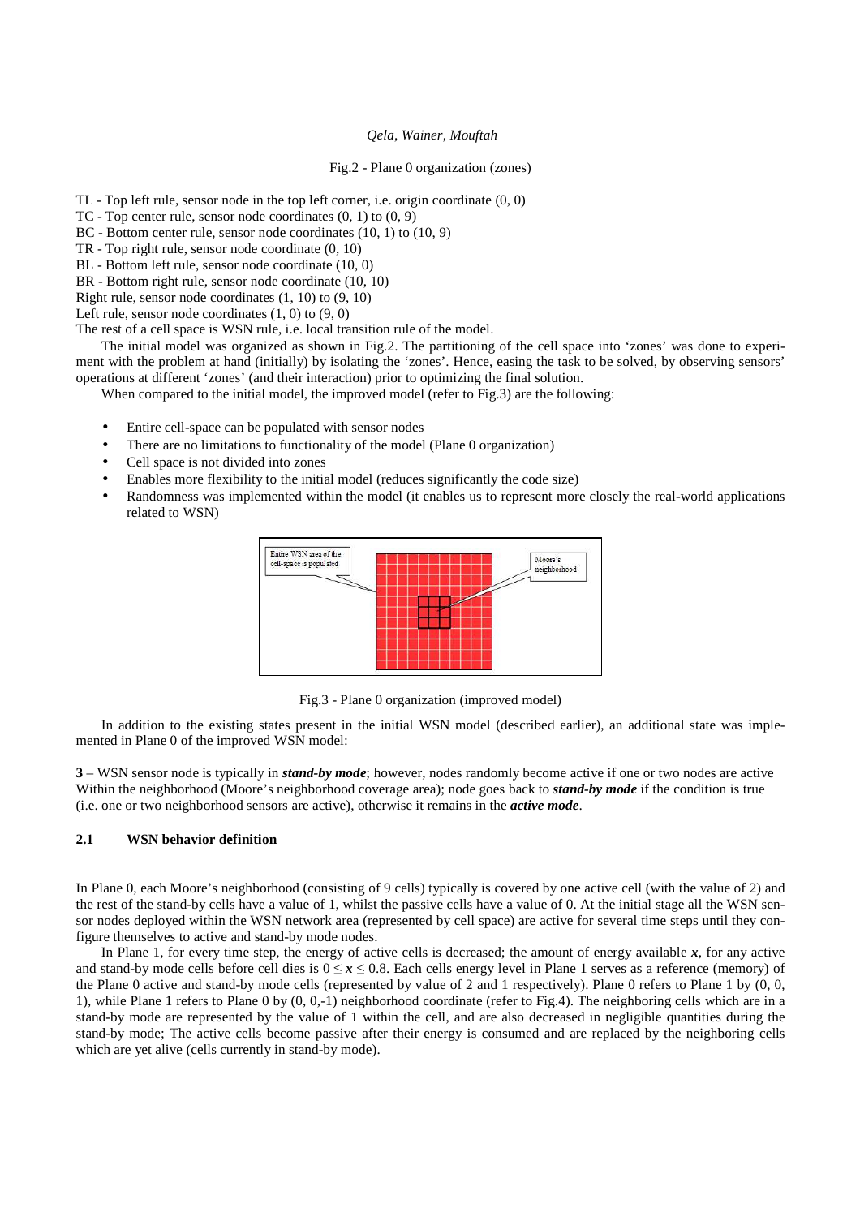Fig.2 - Plane 0 organization (zones)

TL - Top left rule, sensor node in the top left corner, i.e. origin coordinate (0, 0)
TC - Top center rule, sensor node coordinates (0, 1) to (0, 9)
BC - Bottom center rule, sensor node coordinates (10, 1) to (10, 9)
TR - Top right rule, sensor node coordinate (0, 10)
BL - Bottom left rule, sensor node coordinate (10, 0)
BR - Bottom right rule, sensor node coordinate (10, 10)
Right rule, sensor node coordinates (1, 10) to (9, 10)
Left rule, sensor node coordinates (1, 0) to (9, 0)
The rest of a cell space is WSN rule, i.e. local transition rule of the model.

The initial model was organized as shown in Fig.2. The partitioning of the cell space into 'zones' was done to experiment with the problem at hand (initially) by isolating the 'zones'. Hence, easing the task to be solved, by observing sensors' operations at different 'zones' (and their interaction) prior to optimizing the final solution.

When compared to the initial model, the improved model (refer to Fig.3) are the following:

- Entire cell-space can be populated with sensor nodes
- There are no limitations to functionality of the model (Plane 0 organization)
- Cell space is not divided into zones
- Enables more flexibility to the initial model (reduces significantly the code size)
- Randomness was implemented within the model (it enables us to represent more closely the real-world applications related to WSN)

Entire WSN area of the cell-space is populated

Moore's neighborhood

Fig.3 - Plane 0 organization (improved model)

In addition to the existing states present in the initial WSN model (described earlier), an additional state was implemented in Plane 0 of the improved WSN model:

**3** – WSN sensor node is typically in ***stand-by mode***; however, nodes randomly become active if one or two nodes are active Within the neighborhood (Moore's neighborhood coverage area); node goes back to ***stand-by mode*** if the condition is true (i.e. one or two neighborhood sensors are active), otherwise it remains in the ***active mode***.

### 2.1 WSN behavior definition

In Plane 0, each Moore's neighborhood (consisting of 9 cells) typically is covered by one active cell (with the value of 2) and the rest of the stand-by cells have a value of 1, whilst the passive cells have a value of 0. At the initial stage all the WSN sensor nodes deployed within the WSN network area (represented by cell space) are active for several time steps until they configure themselves to active and stand-by mode nodes.

In Plane 1, for every time step, the energy of active cells is decreased; the amount of energy available $x$, for any active and stand-by mode cells before cell dies is $0 \leq x \leq 0.8$. Each cells energy level in Plane 1 serves as a reference (memory) of the Plane 0 active and stand-by mode cells (represented by value of 2 and 1 respectively). Plane 0 refers to Plane 1 by (0, 0, 1), while Plane 1 refers to Plane 0 by (0, 0,-1) neighborhood coordinate (refer to Fig.4). The neighboring cells which are in a stand-by mode are represented by the value of 1 within the cell, and are also decreased in negligible quantities during the stand-by mode; The active cells become passive after their energy is consumed and are replaced by the neighboring cells which are yet alive (cells currently in stand-by mode).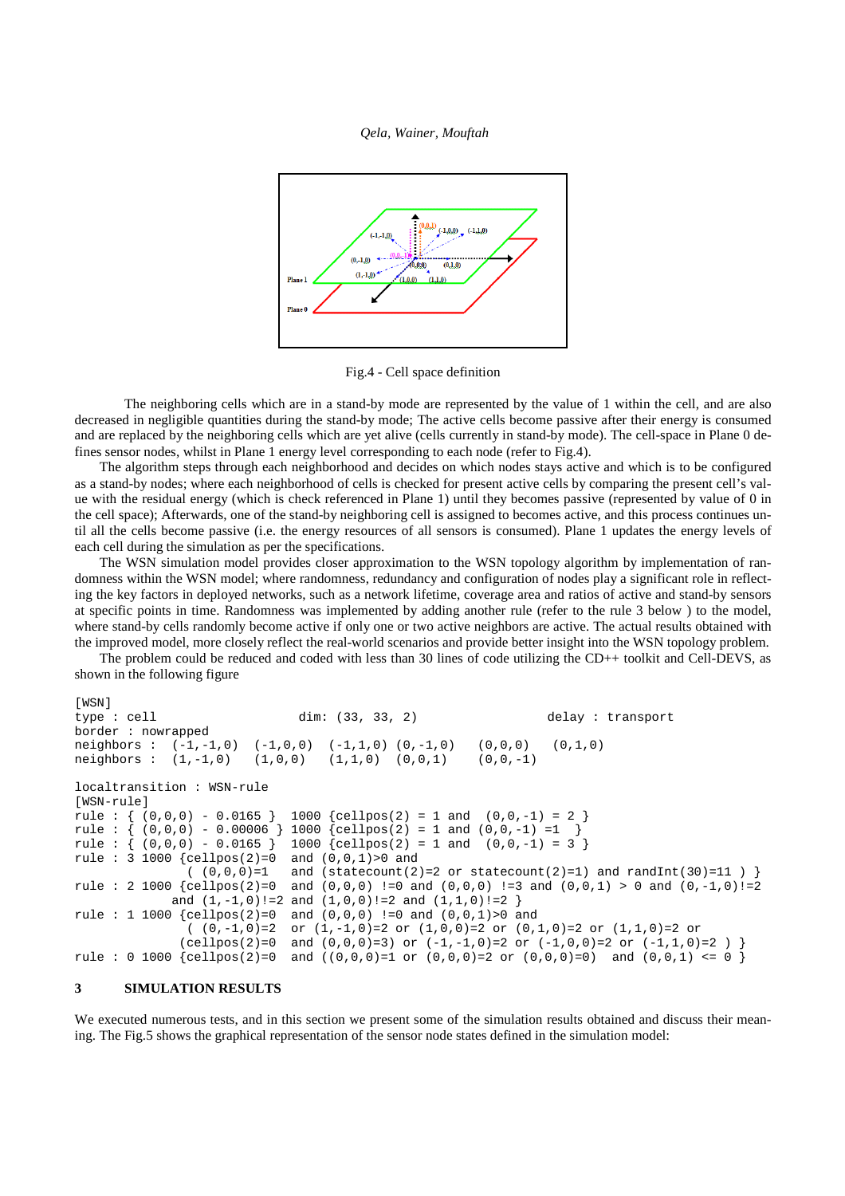Fig.4 - Cell space definition

The neighboring cells which are in a stand-by mode are represented by the value of 1 within the cell, and are also decreased in negligible quantities during the stand-by mode; The active cells become passive after their energy is consumed and are replaced by the neighboring cells which are yet alive (cells currently in stand-by mode). The cell-space in Plane 0 defines sensor nodes, whilst in Plane 1 energy level corresponding to each node (refer to Fig.4).

The algorithm steps through each neighborhood and decides on which nodes stays active and which is to be configured as a stand-by nodes; where each neighborhood of cells is checked for present active cells by comparing the present cell's value with the residual energy (which is check referenced in Plane 1) until they becomes passive (represented by value of 0 in the cell space); Afterwards, one of the stand-by neighboring cell is assigned to becomes active, and this process continues until all the cells become passive (i.e. the energy resources of all sensors is consumed). Plane 1 updates the energy levels of each cell during the simulation as per the specifications.

The WSN simulation model provides closer approximation to the WSN topology algorithm by implementation of randomness within the WSN model; where randomness, redundancy and configuration of nodes play a significant role in reflecting the key factors in deployed networks, such as a network lifetime, coverage area and ratios of active and stand-by sensors at specific points in time. Randomness was implemented by adding another rule (refer to the rule 3 below ) to the model, where stand-by cells randomly become active if only one or two active neighbors are active. The actual results obtained with the improved model, more closely reflect the real-world scenarios and provide better insight into the WSN topology problem.

The problem could be reduced and coded with less than 30 lines of code utilizing the CD++ toolkit and Cell-DEVS, as shown in the following figure

```
[WSN]
type : cell                    dim: (33, 33, 2)                 delay : transport
border : nowrapped
neighbors :  (-1,-1,0)  (-1,0,0)  (-1,1,0) (0,-1,0)   (0,0,0)   (0,1,0)
neighbors :  (1,-1,0)   (1,0,0)   (1,1,0)  (0,0,1)    (0,0,-1)

localtransition : WSN-rule
[WSN-rule]
rule : { (0,0,0) - 0.0165 }  1000 {cellpos(2) = 1 and  (0,0,-1) = 2 }
rule : { (0,0,0) - 0.00006 } 1000 {cellpos(2) = 1 and (0,0,-1) =1  }
rule : { (0,0,0) - 0.0165 }  1000 {cellpos(2) = 1 and  (0,0,-1) = 3 }
rule : 3 1000 {cellpos(2)=0   and (0,0,1)>0 and
              ( (0,0,0)=1    and (statecount(2)=2 or statecount(2)=1) and randInt(30)=11 ) }
rule : 2 1000 {cellpos(2)=0   and (0,0,0) !=0 and (0,0,0) !=3 and (0,0,1) > 0 and (0,-1,0)!=2
            and (1,-1,0)!=2 and (1,0,0)!=2 and (1,1,0)!=2 }
rule : 1 1000 {cellpos(2)=0   and (0,0,0) !=0 and (0,0,1)>0 and
              ( (0,-1,0)=2   or (1,-1,0)=2 or (1,0,0)=2 or (0,1,0)=2 or (1,1,0)=2 or
             (cellpos(2)=0   and (0,0,0)=3) or (-1,-1,0)=2 or (-1,0,0)=2 or (-1,1,0)=2 ) }
rule : 0 1000 {cellpos(2)=0   and ((0,0,0)=1 or (0,0,0)=2 or (0,0,0)=0)  and (0,0,1) <= 0 }
```

## 3 SIMULATION RESULTS

We executed numerous tests, and in this section we present some of the simulation results obtained and discuss their meaning. The Fig.5 shows the graphical representation of the sensor node states defined in the simulation model: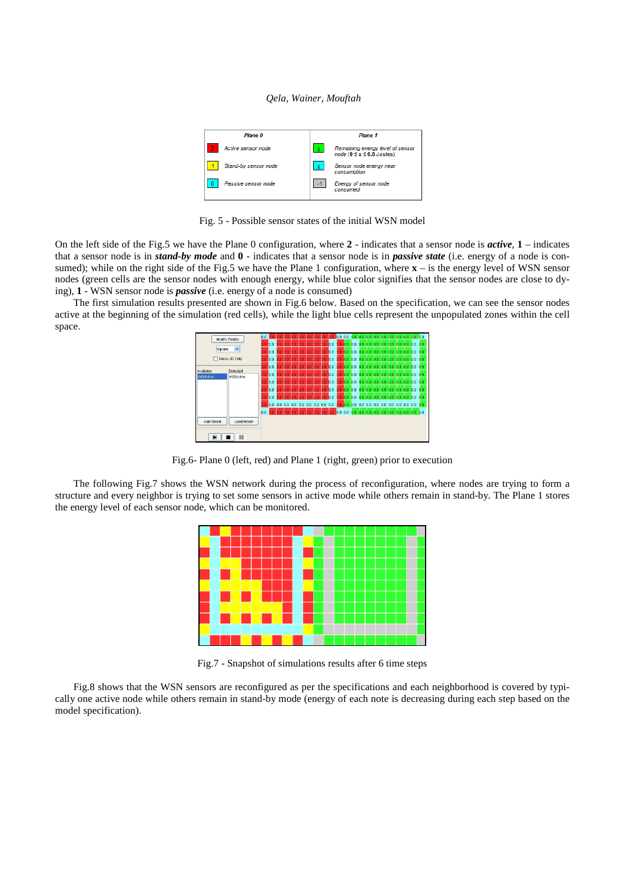| Plane 0 | | Plane 1 | |
|---|---|---|---|
| 2 | Active sensor node | x | Remaining energy level of sensor node ($0 \leq x \leq 0.8$ Joules) |
| 1 | Stand-by sensor node | x | Sensor node energy near consumption |
| 0 | Passive sensor node | -1 | Energy of sensor node consumed |

Fig. 5 - Possible sensor states of the initial WSN model

On the left side of the Fig.5 we have the Plane 0 configuration, where **2** - indicates that a sensor node is ***active***, **1** – indicates that a sensor node is in ***stand-by mode*** and **0** - indicates that a sensor node is in ***passive state*** (i.e. energy of a node is consumed); while on the right side of the Fig.5 we have the Plane 1 configuration, where **x** – is the energy level of WSN sensor nodes (green cells are the sensor nodes with enough energy, while blue color signifies that the sensor nodes are close to dying), **1** - WSN sensor node is ***passive*** (i.e. energy of a node is consumed)

The first simulation results presented are shown in Fig.6 below. Based on the specification, we can see the sensor nodes active at the beginning of the simulation (red cells), while the light blue cells represent the unpopulated zones within the cell space.

Fig.6- Plane 0 (left, red) and Plane 1 (right, green) prior to execution

The following Fig.7 shows the WSN network during the process of reconfiguration, where nodes are trying to form a structure and every neighbor is trying to set some sensors in active mode while others remain in stand-by. The Plane 1 stores the energy level of each sensor node, which can be monitored.

Fig.7 - Snapshot of simulations results after 6 time steps

Fig.8 shows that the WSN sensors are reconfigured as per the specifications and each neighborhood is covered by typically one active node while others remain in stand-by mode (energy of each note is decreasing during each step based on the model specification).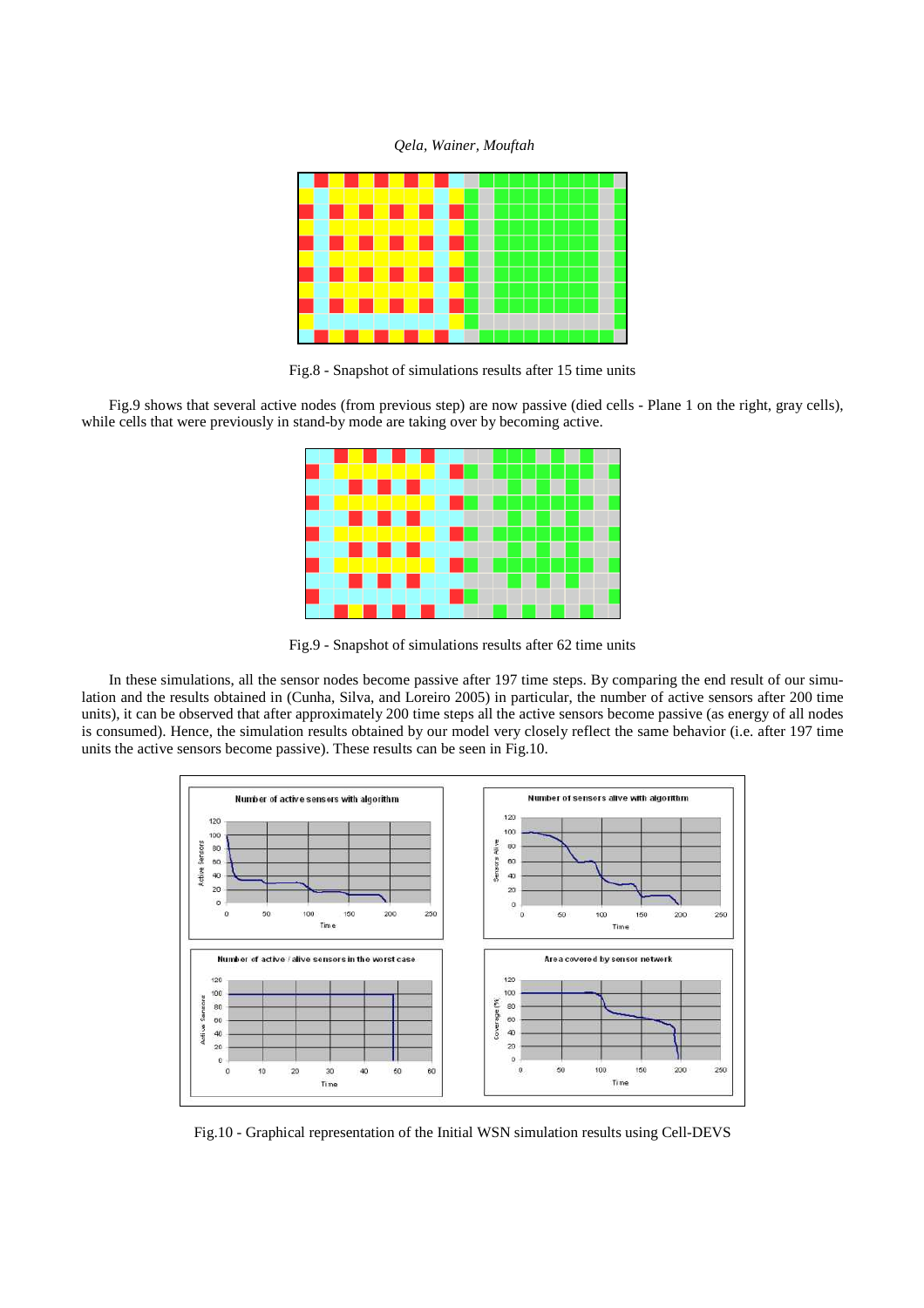Fig.8 - Snapshot of simulations results after 15 time units

Fig.9 shows that several active nodes (from previous step) are now passive (died cells - Plane 1 on the right, gray cells), while cells that were previously in stand-by mode are taking over by becoming active.

Fig.9 - Snapshot of simulations results after 62 time units

In these simulations, all the sensor nodes become passive after 197 time steps. By comparing the end result of our simulation and the results obtained in (Cunha, Silva, and Loreiro 2005) in particular, the number of active sensors after 200 time units), it can be observed that after approximately 200 time steps all the active sensors become passive (as energy of all nodes is consumed). Hence, the simulation results obtained by our model very closely reflect the same behavior (i.e. after 197 time units the active sensors become passive). These results can be seen in Fig.10.

Fig.10 - Graphical representation of the Initial WSN simulation results using Cell-DEVS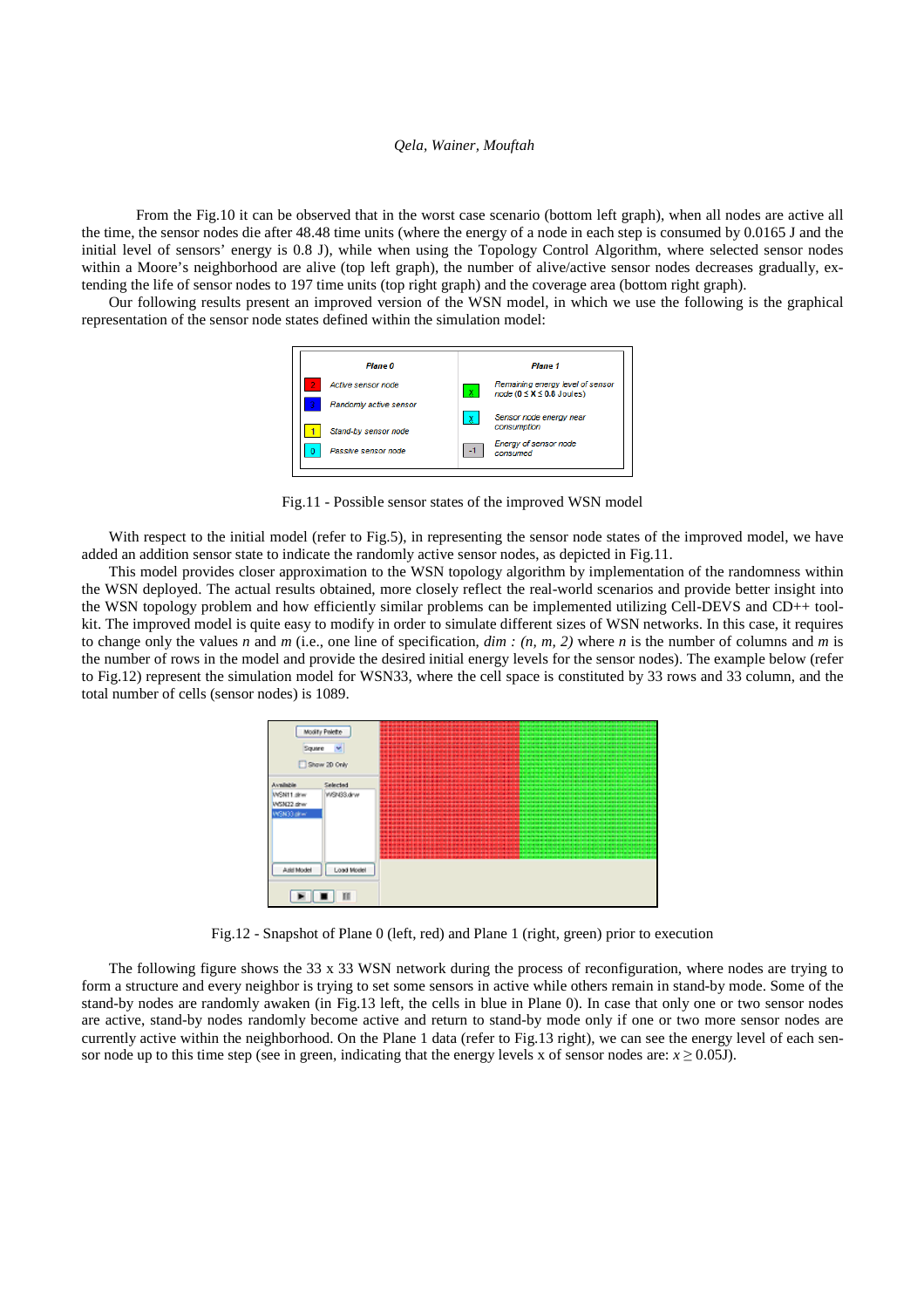From the Fig.10 it can be observed that in the worst case scenario (bottom left graph), when all nodes are active all the time, the sensor nodes die after 48.48 time units (where the energy of a node in each step is consumed by 0.0165 J and the initial level of sensors' energy is 0.8 J), while when using the Topology Control Algorithm, where selected sensor nodes within a Moore's neighborhood are alive (top left graph), the number of alive/active sensor nodes decreases gradually, extending the life of sensor nodes to 197 time units (top right graph) and the coverage area (bottom right graph).

Our following results present an improved version of the WSN model, in which we use the following is the graphical representation of the sensor node states defined within the simulation model:

| Plane 0 | | Plane 1 | |
|---|---|---|---|
| 2 | Active sensor node | X | Remaining energy level of sensor node ($0 \le X \le 0.8$ Joules) |
| 1 | Randomly active sensor | X | Sensor node energy near consumption |
| 1 | Stand-by sensor node | -1 | Energy of sensor node consumed |
| 0 | Passive sensor node | | |

Fig.11 - Possible sensor states of the improved WSN model

With respect to the initial model (refer to Fig.5), in representing the sensor node states of the improved model, we have added an addition sensor state to indicate the randomly active sensor nodes, as depicted in Fig.11.

This model provides closer approximation to the WSN topology algorithm by implementation of the randomness within the WSN deployed. The actual results obtained, more closely reflect the real-world scenarios and provide better insight into the WSN topology problem and how efficiently similar problems can be implemented utilizing Cell-DEVS and CD++ toolkit. The improved model is quite easy to modify in order to simulate different sizes of WSN networks. In this case, it requires to change only the values *n* and *m* (i.e., one line of specification, *dim : (n, m, 2)* where *n* is the number of columns and *m* is the number of rows in the model and provide the desired initial energy levels for the sensor nodes). The example below (refer to Fig.12) represent the simulation model for WSN33, where the cell space is constituted by 33 rows and 33 column, and the total number of cells (sensor nodes) is 1089.

Fig.12 - Snapshot of Plane 0 (left, red) and Plane 1 (right, green) prior to execution

The following figure shows the 33 x 33 WSN network during the process of reconfiguration, where nodes are trying to form a structure and every neighbor is trying to set some sensors in active while others remain in stand-by mode. Some of the stand-by nodes are randomly awaken (in Fig.13 left, the cells in blue in Plane 0). In case that only one or two sensor nodes are active, stand-by nodes randomly become active and return to stand-by mode only if one or two more sensor nodes are currently active within the neighborhood. On the Plane 1 data (refer to Fig.13 right), we can see the energy level of each sensor node up to this time step (see in green, indicating that the energy levels x of sensor nodes are: $x \geq 0.05$J).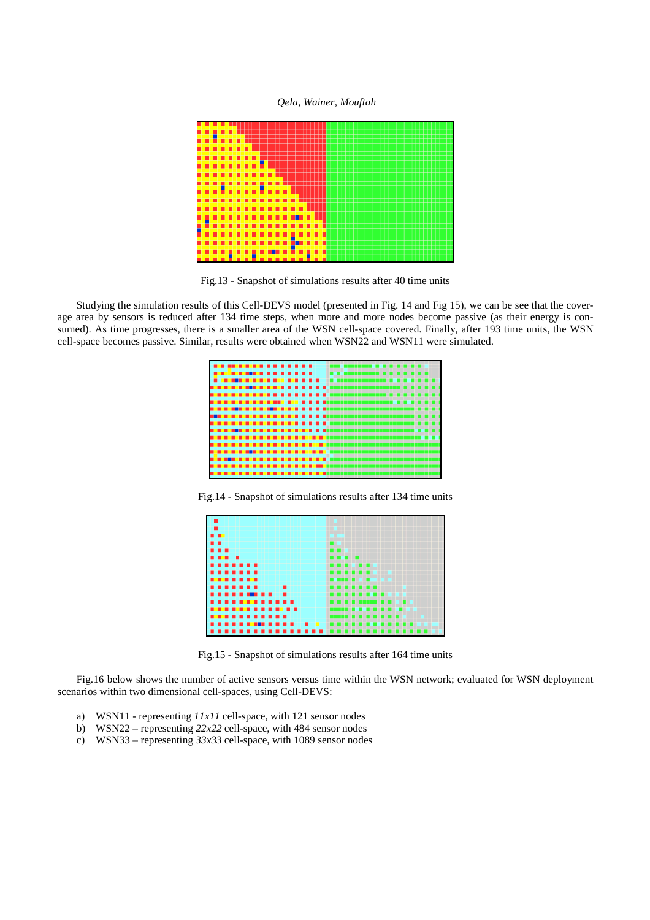Fig.13 - Snapshot of simulations results after 40 time units

Studying the simulation results of this Cell-DEVS model (presented in Fig. 14 and Fig 15), we can be see that the coverage area by sensors is reduced after 134 time steps, when more and more nodes become passive (as their energy is consumed). As time progresses, there is a smaller area of the WSN cell-space covered. Finally, after 193 time units, the WSN cell-space becomes passive. Similar, results were obtained when WSN22 and WSN11 were simulated.

Fig.14 - Snapshot of simulations results after 134 time units

Fig.15 - Snapshot of simulations results after 164 time units

Fig.16 below shows the number of active sensors versus time within the WSN network; evaluated for WSN deployment scenarios within two dimensional cell-spaces, using Cell-DEVS:

a) WSN11 - representing *11x11* cell-space, with 121 sensor nodes
b) WSN22 – representing *22x22* cell-space, with 484 sensor nodes
c) WSN33 – representing *33x33* cell-space, with 1089 sensor nodes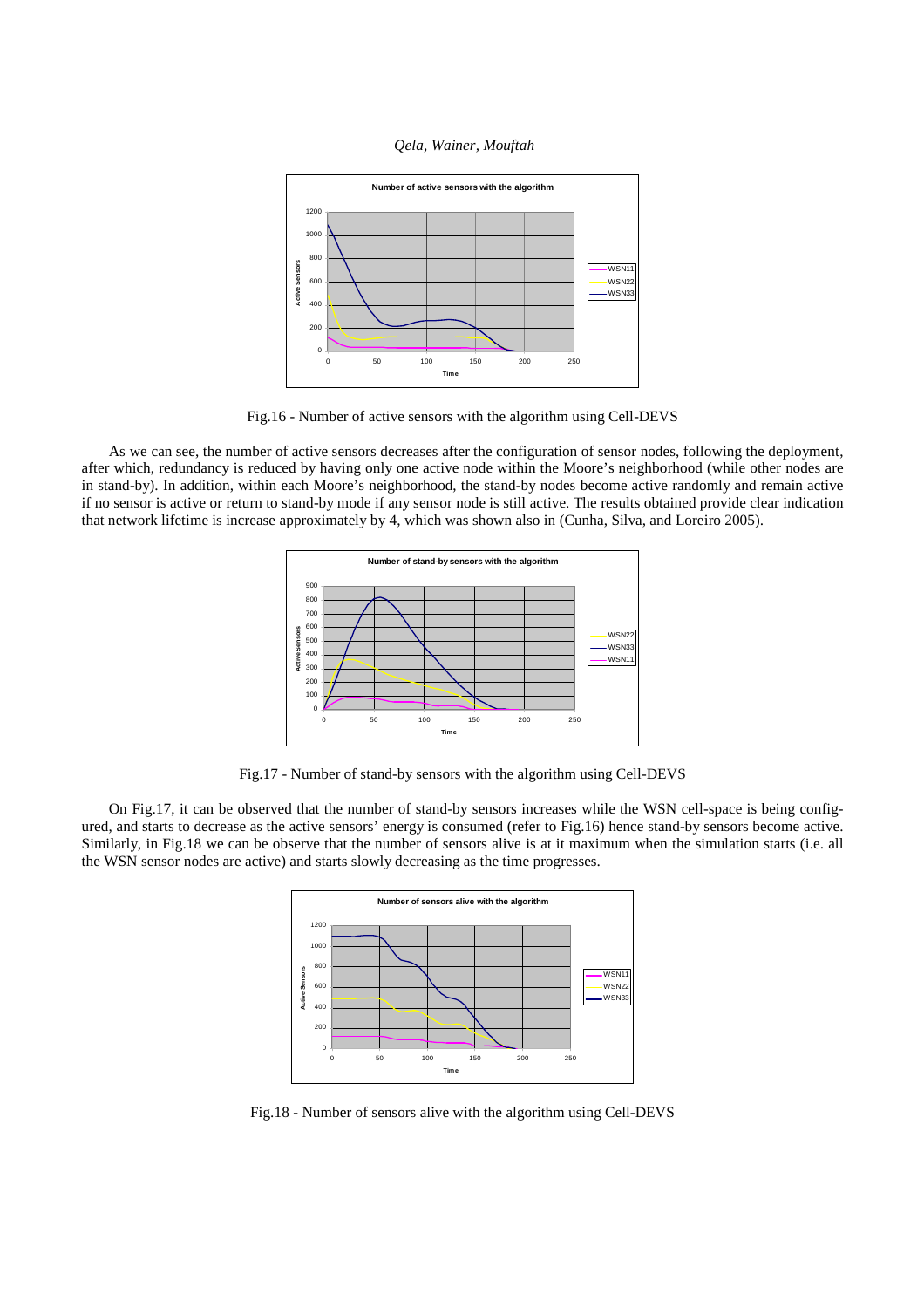Fig.16 - Number of active sensors with the algorithm using Cell-DEVS

As we can see, the number of active sensors decreases after the configuration of sensor nodes, following the deployment, after which, redundancy is reduced by having only one active node within the Moore's neighborhood (while other nodes are in stand-by). In addition, within each Moore's neighborhood, the stand-by nodes become active randomly and remain active if no sensor is active or return to stand-by mode if any sensor node is still active. The results obtained provide clear indication that network lifetime is increase approximately by 4, which was shown also in (Cunha, Silva, and Loreiro 2005).

Fig.17 - Number of stand-by sensors with the algorithm using Cell-DEVS

On Fig.17, it can be observed that the number of stand-by sensors increases while the WSN cell-space is being configured, and starts to decrease as the active sensors' energy is consumed (refer to Fig.16) hence stand-by sensors become active. Similarly, in Fig.18 we can be observe that the number of sensors alive is at it maximum when the simulation starts (i.e. all the WSN sensor nodes are active) and starts slowly decreasing as the time progresses.

Fig.18 - Number of sensors alive with the algorithm using Cell-DEVS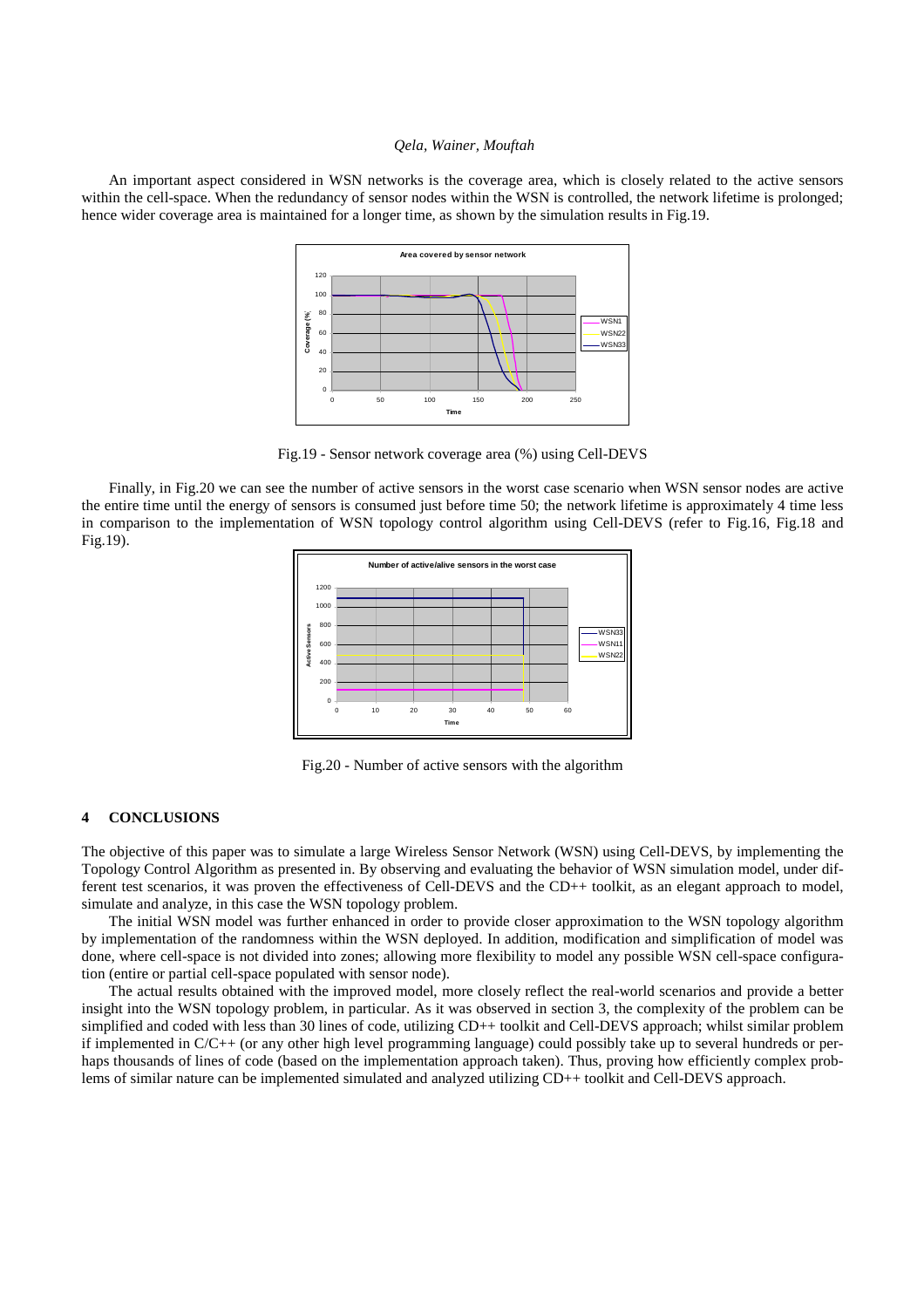An important aspect considered in WSN networks is the coverage area, which is closely related to the active sensors within the cell-space. When the redundancy of sensor nodes within the WSN is controlled, the network lifetime is prolonged; hence wider coverage area is maintained for a longer time, as shown by the simulation results in Fig.19.

Fig.19 - Sensor network coverage area (%) using Cell-DEVS

Finally, in Fig.20 we can see the number of active sensors in the worst case scenario when WSN sensor nodes are active the entire time until the energy of sensors is consumed just before time 50; the network lifetime is approximately 4 time less in comparison to the implementation of WSN topology control algorithm using Cell-DEVS (refer to Fig.16, Fig.18 and Fig.19).

Fig.20 - Number of active sensors with the algorithm

## 4 CONCLUSIONS

The objective of this paper was to simulate a large Wireless Sensor Network (WSN) using Cell-DEVS, by implementing the Topology Control Algorithm as presented in. By observing and evaluating the behavior of WSN simulation model, under different test scenarios, it was proven the effectiveness of Cell-DEVS and the CD++ toolkit, as an elegant approach to model, simulate and analyze, in this case the WSN topology problem.

The initial WSN model was further enhanced in order to provide closer approximation to the WSN topology algorithm by implementation of the randomness within the WSN deployed. In addition, modification and simplification of model was done, where cell-space is not divided into zones; allowing more flexibility to model any possible WSN cell-space configuration (entire or partial cell-space populated with sensor node).

The actual results obtained with the improved model, more closely reflect the real-world scenarios and provide a better insight into the WSN topology problem, in particular. As it was observed in section 3, the complexity of the problem can be simplified and coded with less than 30 lines of code, utilizing CD++ toolkit and Cell-DEVS approach; whilst similar problem if implemented in C/C++ (or any other high level programming language) could possibly take up to several hundreds or perhaps thousands of lines of code (based on the implementation approach taken). Thus, proving how efficiently complex problems of similar nature can be implemented simulated and analyzed utilizing CD++ toolkit and Cell-DEVS approach.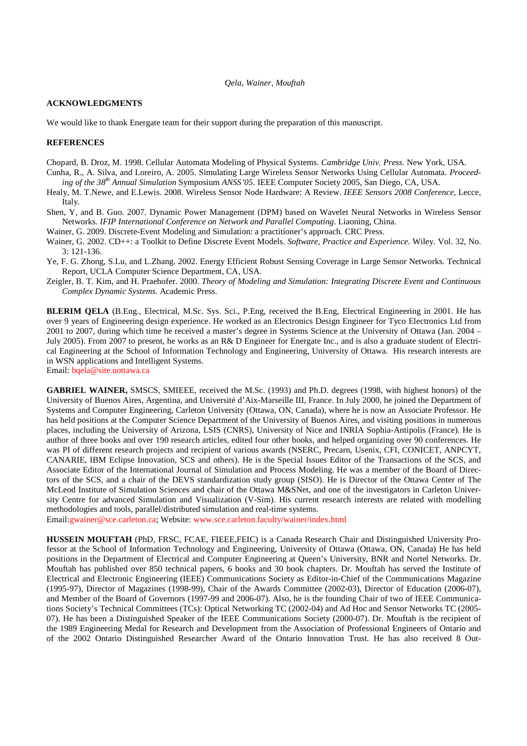## ACKNOWLEDGMENTS

We would like to thank Energate team for their support during the preparation of this manuscript.

## REFERENCES

Chopard, B. Droz, M. 1998. Cellular Automata Modeling of Physical Systems. *Cambridge Univ. Press.* New York, USA.

Cunha, R., A. Silva, and Loreiro, A. 2005. Simulating Large Wireless Sensor Networks Using Cellular Automata. *Proceeding of the 38th Annual Simulation* Symposium *ANSS'05*. IEEE Computer Society 2005, San Diego, CA, USA.

Healy, M. T.Newe, and E.Lewis. 2008. Wireless Sensor Node Hardware: A Review. *IEEE Sensors 2008 Conference*, Lecce, Italy.

Shen, Y, and B. Guo. 2007. Dynamic Power Management (DPM) based on Wavelet Neural Networks in Wireless Sensor Networks. *IFIP International Conference on Network and Parallel Computing*. Liaoning, China.

Wainer, G. 2009. Discrete-Event Modeling and Simulation: a practitioner's approach. CRC Press.

Wainer, G. 2002. CD++: a Toolkit to Define Discrete Event Models. *Software, Practice and Experience.* Wiley. Vol. 32, No. 3: 121-136.

Ye, F. G. Zhong, S.Lu, and L.Zhang. 2002. Energy Efficient Robust Sensing Coverage in Large Sensor Networks. Technical Report, UCLA Computer Science Department, CA, USA.

Zeigler, B. T. Kim, and H. Praehofer. 2000. *Theory of Modeling and Simulation: Integrating Discrete Event and Continuous Complex Dynamic Systems.* Academic Press.

**BLERIM QELA** (B.Eng., Electrical, M.Sc. Sys. Sci., P.Eng, received the B.Eng, Electrical Engineering in 2001. He has over 9 years of Engineering design experience. He worked as an Electronics Design Engineer for Tyco Electronics Ltd from 2001 to 2007, during which time he received a master's degree in Systems Science at the University of Ottawa (Jan. 2004 – July 2005). From 2007 to present, he works as an R& D Engineer for Energate Inc., and is also a graduate student of Electrical Engineering at the School of Information Technology and Engineering, University of Ottawa. His research interests are in WSN applications and Intelligent Systems.
Email: bqela@site.uottawa.ca

**GABRIEL WAINER,** SMSCS, SMIEEE, received the M.Sc. (1993) and Ph.D. degrees (1998, with highest honors) of the University of Buenos Aires, Argentina, and Université d'Aix-Marseille III, France. In July 2000, he joined the Department of Systems and Computer Engineering, Carleton University (Ottawa, ON, Canada), where he is now an Associate Professor. He has held positions at the Computer Science Department of the University of Buenos Aires, and visiting positions in numerous places, including the University of Arizona, LSIS (CNRS), University of Nice and INRIA Sophia-Antipolis (France). He is author of three books and over 190 research articles, edited four other books, and helped organizing over 90 conferences. He was PI of different research projects and recipient of various awards (NSERC, Precarn, Usenix, CFI, CONICET, ANPCYT, CANARIE, IBM Eclipse Innovation, SCS and others). He is the Special Issues Editor of the Transactions of the SCS, and Associate Editor of the International Journal of Simulation and Process Modeling. He was a member of the Board of Directors of the SCS, and a chair of the DEVS standardization study group (SISO). He is Director of the Ottawa Center of The McLeod Institute of Simulation Sciences and chair of the Ottawa M&SNet, and one of the investigators in Carleton University Centre for advanced Simulation and Visualization (V-Sim). His current research interests are related with modelling methodologies and tools, parallel/distributed simulation and real-time systems.
Email:gwainer@sce.carleton.ca; Website: www.sce.carleton.faculty/wainer/index.html

**HUSSEIN MOUFTAH** (PhD, FRSC, FCAE, FIEEE,FEIC) is a Canada Research Chair and Distinguished University Professor at the School of Information Technology and Engineering, University of Ottawa (Ottawa, ON, Canada) He has held positions in the Department of Electrical and Computer Engineering at Queen's University, BNR and Nortel Networks. Dr. Mouftah has published over 850 technical papers, 6 books and 30 book chapters. Dr. Mouftah has served the Institute of Electrical and Electronic Engineering (IEEE) Communications Society as Editor-in-Chief of the Communications Magazine (1995-97), Director of Magazines (1998-99), Chair of the Awards Committee (2002-03), Director of Education (2006-07), and Member of the Board of Governors (1997-99 and 2006-07). Also, he is the founding Chair of two of IEEE Communications Society's Technical Committees (TCs): Optical Networking TC (2002-04) and Ad Hoc and Sensor Networks TC (2005-07). He has been a Distinguished Speaker of the IEEE Communications Society (2000-07). Dr. Mouftah is the recipient of the 1989 Engineering Medal for Research and Development from the Association of Professional Engineers of Ontario and of the 2002 Ontario Distinguished Researcher Award of the Ontario Innovation Trust. He has also received 8 Out-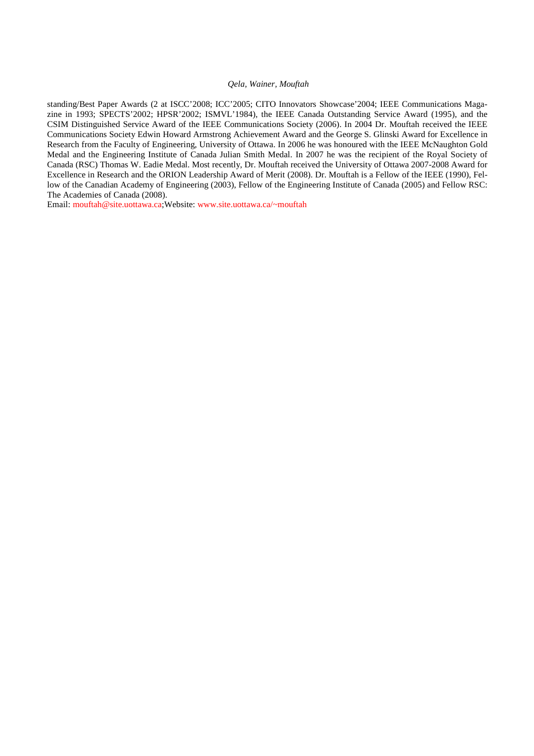standing/Best Paper Awards (2 at ISCC'2008; ICC'2005; CITO Innovators Showcase'2004; IEEE Communications Magazine in 1993; SPECTS'2002; HPSR'2002; ISMVL'1984), the IEEE Canada Outstanding Service Award (1995), and the CSIM Distinguished Service Award of the IEEE Communications Society (2006). In 2004 Dr. Mouftah received the IEEE Communications Society Edwin Howard Armstrong Achievement Award and the George S. Glinski Award for Excellence in Research from the Faculty of Engineering, University of Ottawa. In 2006 he was honoured with the IEEE McNaughton Gold Medal and the Engineering Institute of Canada Julian Smith Medal. In 2007 he was the recipient of the Royal Society of Canada (RSC) Thomas W. Eadie Medal. Most recently, Dr. Mouftah received the University of Ottawa 2007-2008 Award for Excellence in Research and the ORION Leadership Award of Merit (2008). Dr. Mouftah is a Fellow of the IEEE (1990), Fellow of the Canadian Academy of Engineering (2003), Fellow of the Engineering Institute of Canada (2005) and Fellow RSC: The Academies of Canada (2008).

Email: mouftah@site.uottawa.ca;Website: www.site.uottawa.ca/~mouftah